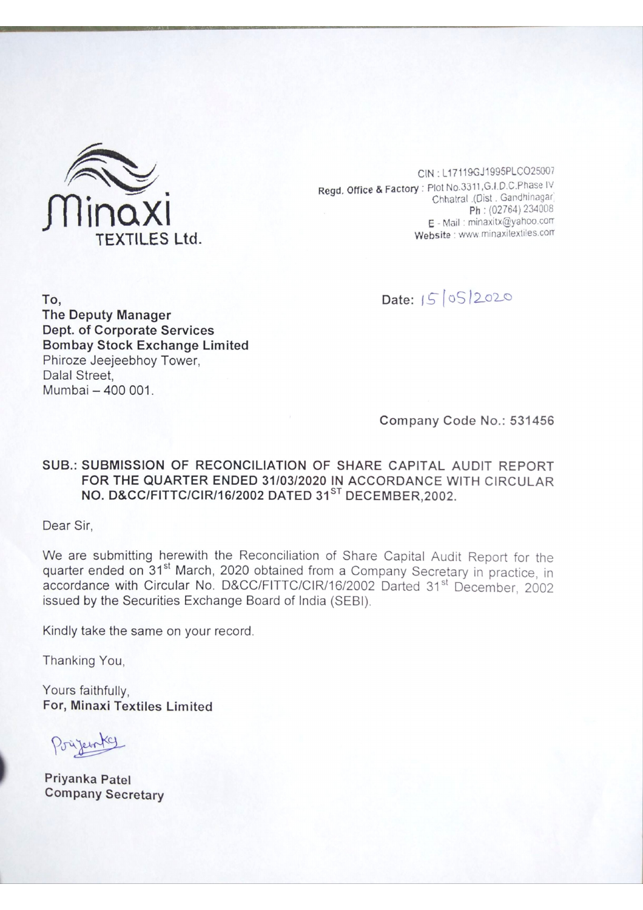**Minaxi TEXTILES Ltd.**

CIN : L17119GJ1995PLCO25007
Regd. Office & Factory : Plot No.3311,G.I.D.C.Phase IV
Chhatral .(Dist . Gandhinagar)
Ph : (02764) 234008
E - Mail : minaxitx@yahoo.com
Website : www.minaxitextiles.com

To,
**The Deputy Manager**
**Dept. of Corporate Services**
**Bombay Stock Exchange Limited**
Phiroze Jeejeebhoy Tower,
Dalal Street,
Mumbai – 400 001.

Date: 15/05/2020

Company Code No.: 531456

**SUB.: SUBMISSION OF RECONCILIATION OF SHARE CAPITAL AUDIT REPORT FOR THE QUARTER ENDED 31/03/2020 IN ACCORDANCE WITH CIRCULAR NO. D&CC/FITTC/CIR/16/2002 DATED 31ST DECEMBER,2002.**

Dear Sir,

We are submitting herewith the Reconciliation of Share Capital Audit Report for the quarter ended on 31st March, 2020 obtained from a Company Secretary in practice, in accordance with Circular No. D&CC/FITTC/CIR/16/2002 Darted 31st December, 2002 issued by the Securities Exchange Board of India (SEBI).

Kindly take the same on your record.

Thanking You,

Yours faithfully,
**For, Minaxi Textiles Limited**

Priyanka

**Priyanka Patel**
**Company Secretary**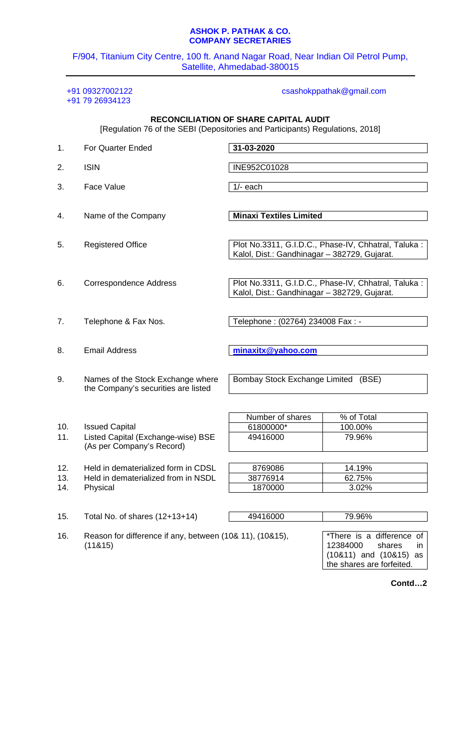**ASHOK P. PATHAK & CO.**
**COMPANY SECRETARIES**

F/904, Titanium City Centre, 100 ft. Anand Nagar Road, Near Indian Oil Petrol Pump, Satellite, Ahmedabad-380015

+91 09327002122
+91 79 26934123

csashokppathak@gmail.com

## RECONCILIATION OF SHARE CAPITAL AUDIT

[Regulation 76 of the SEBI (Depositories and Participants) Regulations, 2018]

| | | |
|---|---|---|
| 1. | For Quarter Ended | **31-03-2020** |
| 2. | ISIN | INE952C01028 |
| 3. | Face Value | 1/- each |
| 4. | Name of the Company | **Minaxi Textiles Limited** |
| 5. | Registered Office | Plot No.3311, G.I.D.C., Phase-IV, Chhatral, Taluka : Kalol, Dist.: Gandhinagar – 382729, Gujarat. |
| 6. | Correspondence Address | Plot No.3311, G.I.D.C., Phase-IV, Chhatral, Taluka : Kalol, Dist.: Gandhinagar – 382729, Gujarat. |
| 7. | Telephone & Fax Nos. | Telephone : (02764) 234008 Fax : - |
| 8. | Email Address | **minaxitx@yahoo.com** |
| 9. | Names of the Stock Exchange where the Company's securities are listed | Bombay Stock Exchange Limited (BSE) |

| | | Number of shares | % of Total |
|---|---|---|---|
| 10. | Issued Capital | 61800000* | 100.00% |
| 11. | Listed Capital (Exchange-wise) BSE (As per Company's Record) | 49416000 | 79.96% |
| 12. | Held in dematerialized form in CDSL | 8769086 | 14.19% |
| 13. | Held in dematerialized from in NSDL | 38776914 | 62.75% |
| 14. | Physical | 1870000 | 3.02% |
| 15. | Total No. of shares (12+13+14) | 49416000 | 79.96% |

16. Reason for difference if any, between (10& 11), (10&15), (11&15)

*There is a difference of 12384000 shares in (10&11) and (10&15) as the shares are forfeited.

**Contd…2**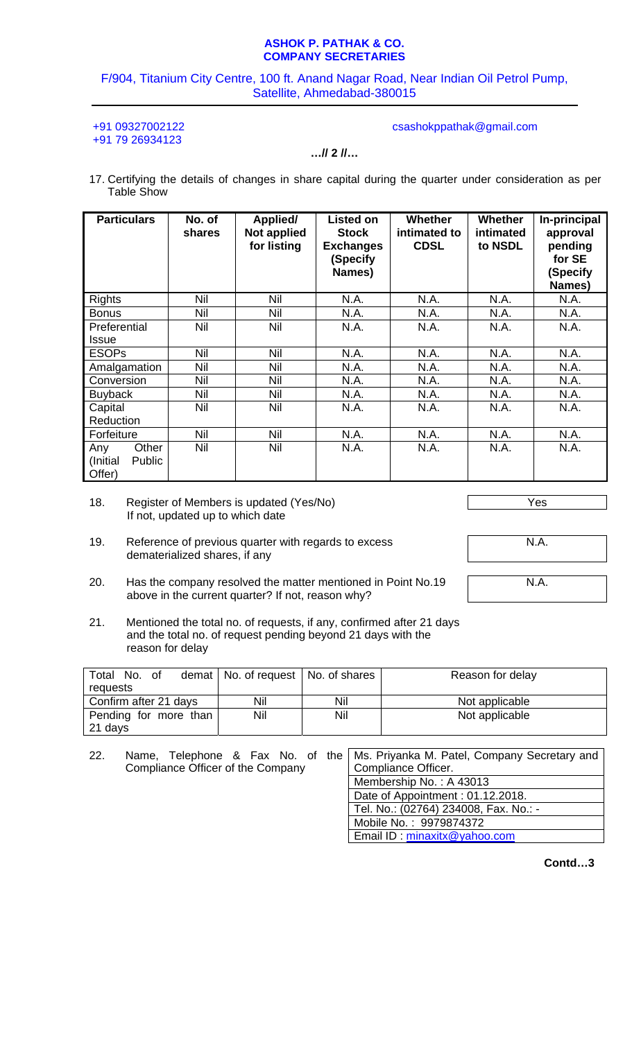**ASHOK P. PATHAK & CO.**
**COMPANY SECRETARIES**

F/904, Titanium City Centre, 100 ft. Anand Nagar Road, Near Indian Oil Petrol Pump, Satellite, Ahmedabad-380015

+91 09327002122
+91 79 26934123

csashokppathak@gmail.com

**…// 2 //…**

17. Certifying the details of changes in share capital during the quarter under consideration as per Table Show

| Particulars | No. of shares | Applied/ Not applied for listing | Listed on Stock Exchanges (Specify Names) | Whether intimated to CDSL | Whether intimated to NSDL | In-principal approval pending for SE (Specify Names) |
|---|---|---|---|---|---|---|
| Rights | Nil | Nil | N.A. | N.A. | N.A. | N.A. |
| Bonus | Nil | Nil | N.A. | N.A. | N.A. | N.A. |
| Preferential Issue | Nil | Nil | N.A. | N.A. | N.A. | N.A. |
| ESOPs | Nil | Nil | N.A. | N.A. | N.A. | N.A. |
| Amalgamation | Nil | Nil | N.A. | N.A. | N.A. | N.A. |
| Conversion | Nil | Nil | N.A. | N.A. | N.A. | N.A. |
| Buyback | Nil | Nil | N.A. | N.A. | N.A. | N.A. |
| Capital Reduction | Nil | Nil | N.A. | N.A. | N.A. | N.A. |
| Forfeiture | Nil | Nil | N.A. | N.A. | N.A. | N.A. |
| Any Other (Initial Public Offer) | Nil | Nil | N.A. | N.A. | N.A. | N.A. |

18. Register of Members is updated (Yes/No) If not, updated up to which date — Yes

19. Reference of previous quarter with regards to excess dematerialized shares, if any — N.A.

20. Has the company resolved the matter mentioned in Point No.19 above in the current quarter? If not, reason why? — N.A.

21. Mentioned the total no. of requests, if any, confirmed after 21 days and the total no. of request pending beyond 21 days with the reason for delay

| Total No. of demat requests | No. of request | No. of shares | Reason for delay |
|---|---|---|---|
| Confirm after 21 days | Nil | Nil | Not applicable |
| Pending for more than 21 days | Nil | Nil | Not applicable |

22. Name, Telephone & Fax No. of the Compliance Officer of the Company

| |
|---|
| Ms. Priyanka M. Patel, Company Secretary and Compliance Officer. |
| Membership No. : A 43013 |
| Date of Appointment : 01.12.2018. |
| Tel. No.: (02764) 234008, Fax. No.: - |
| Mobile No. : 9979874372 |
| Email ID : minaxitx@yahoo.com |

**Contd…3**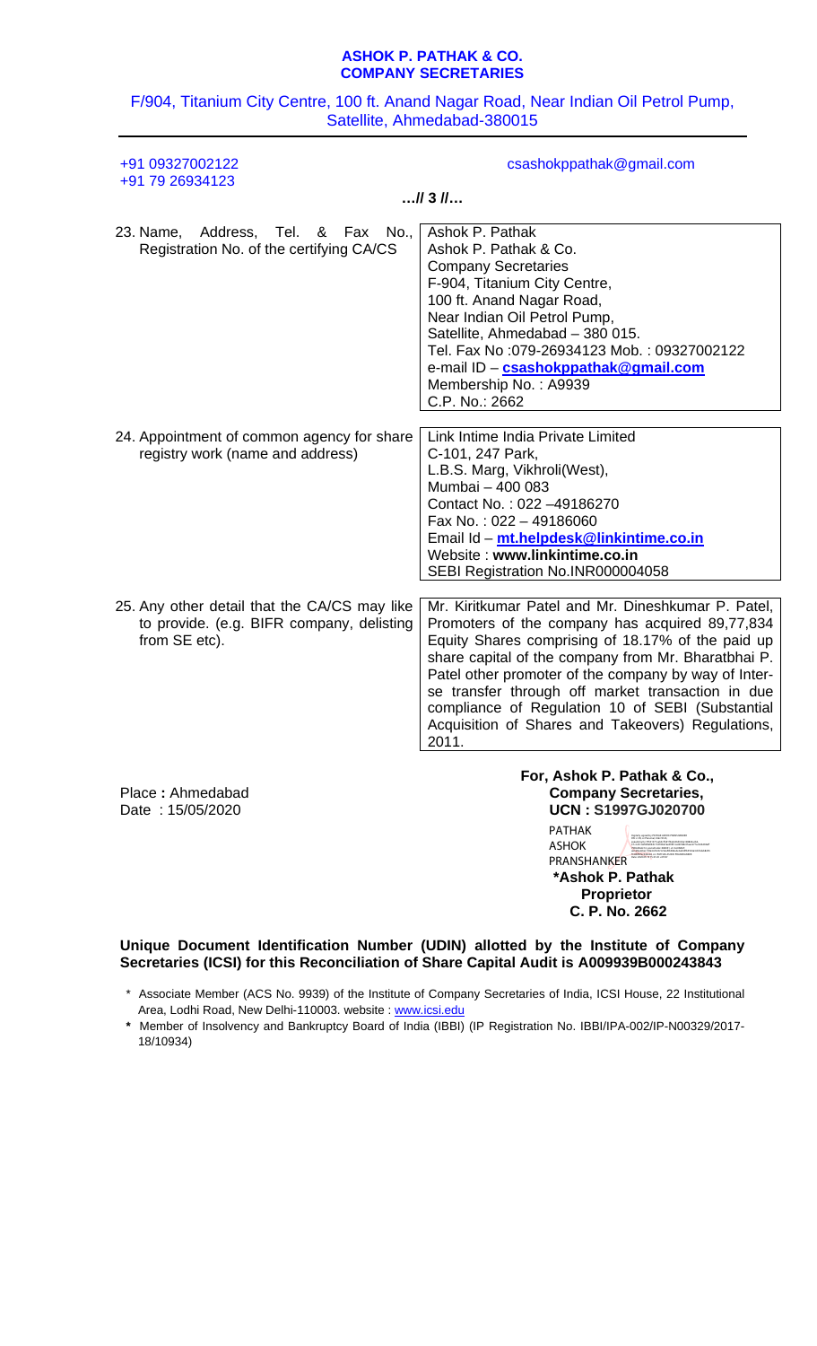**ASHOK P. PATHAK & CO.**
**COMPANY SECRETARIES**

F/904, Titanium City Centre, 100 ft. Anand Nagar Road, Near Indian Oil Petrol Pump, Satellite, Ahmedabad-380015

+91 09327002122
+91 79 26934123

csashokppathak@gmail.com

**…// 3 //…**

| | |
|---|---|
| 23. Name, Address, Tel. & Fax No., Registration No. of the certifying CA/CS | Ashok P. Pathak<br>Ashok P. Pathak & Co.<br>Company Secretaries<br>F-904, Titanium City Centre,<br>100 ft. Anand Nagar Road,<br>Near Indian Oil Petrol Pump,<br>Satellite, Ahmedabad – 380 015.<br>Tel. Fax No :079-26934123 Mob. : 09327002122<br>e-mail ID – **csashokppathak@gmail.com**<br>Membership No. : A9939<br>C.P. No.: 2662 |
| 24. Appointment of common agency for share registry work (name and address) | Link Intime India Private Limited<br>C-101, 247 Park,<br>L.B.S. Marg, Vikhroli(West),<br>Mumbai – 400 083<br>Contact No. : 022 –49186270<br>Fax No. : 022 – 49186060<br>Email Id – **mt.helpdesk@linkintime.co.in**<br>Website : **www.linkintime.co.in**<br>SEBI Registration No.INR000004058 |
| 25. Any other detail that the CA/CS may like to provide. (e.g. BIFR company, delisting from SE etc). | Mr. Kiritkumar Patel and Mr. Dineshkumar P. Patel, Promoters of the company has acquired 89,77,834 Equity Shares comprising of 18.17% of the paid up share capital of the company from Mr. Bharatbhai P. Patel other promoter of the company by way of Inter-se transfer through off market transaction in due compliance of Regulation 10 of SEBI (Substantial Acquisition of Shares and Takeovers) Regulations, 2011. |

Place **:** Ahmedabad
Date : 15/05/2020

**For, Ashok P. Pathak & Co.,**
**Company Secretaries,**
**UCN : S1997GJ020700**

PATHAK
ASHOK
PRANSHANKER

**\*Ashok P. Pathak**
**Proprietor**
**C. P. No. 2662**

**Unique Document Identification Number (UDIN) allotted by the Institute of Company Secretaries (ICSI) for this Reconciliation of Share Capital Audit is A009939B000243843**

\* Associate Member (ACS No. 9939) of the Institute of Company Secretaries of India, ICSI House, 22 Institutional Area, Lodhi Road, New Delhi-110003. website : www.icsi.edu

\* Member of Insolvency and Bankruptcy Board of India (IBBI) (IP Registration No. IBBI/IPA-002/IP-N00329/2017-18/10934)